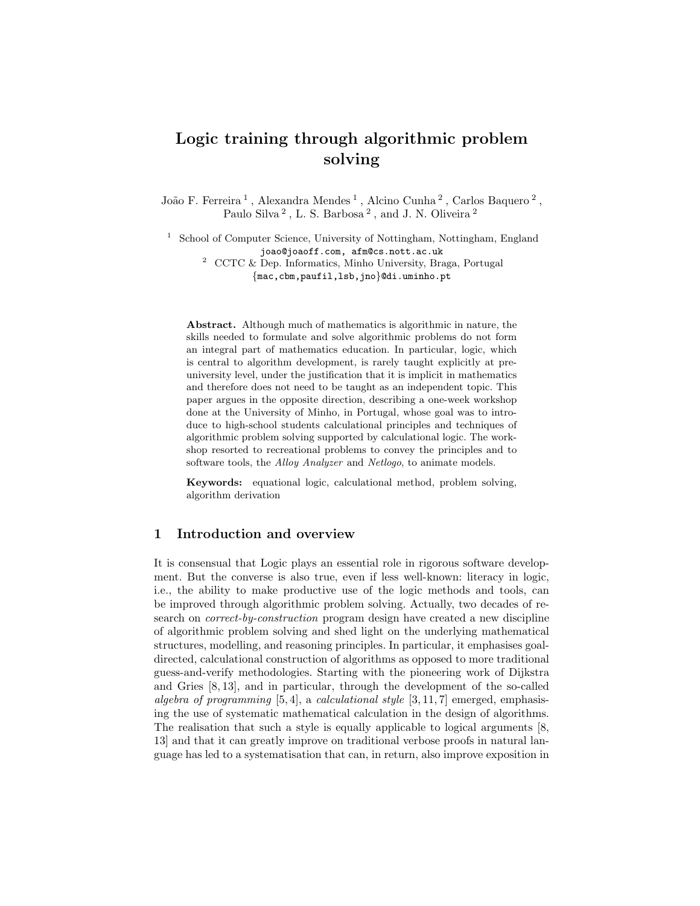# Logic training through algorithmic problem solving

João F. Ferreira [1] , Alexandra Mendes [1] , Alcino Cunha [2] , Carlos Baquero [2] , Paulo Silva [2] , L. S. Barbosa [2] , and J. N. Oliveira [2]

[1] School of Computer Science, University of Nottingham, Nottingham, England
joao@joaoff.com, afm@cs.nott.ac.uk

[2] CCTC & Dep. Informatics, Minho University, Braga, Portugal
{mac,cbm,paufil,lsb,jno}@di.uminho.pt

**Abstract.** Although much of mathematics is algorithmic in nature, the skills needed to formulate and solve algorithmic problems do not form an integral part of mathematics education. In particular, logic, which is central to algorithm development, is rarely taught explicitly at pre-university level, under the justification that it is implicit in mathematics and therefore does not need to be taught as an independent topic. This paper argues in the opposite direction, describing a one-week workshop done at the University of Minho, in Portugal, whose goal was to introduce to high-school students calculational principles and techniques of algorithmic problem solving supported by calculational logic. The workshop resorted to recreational problems to convey the principles and to software tools, the *Alloy Analyzer* and *Netlogo*, to animate models.

**Keywords:** equational logic, calculational method, problem solving, algorithm derivation

## 1 Introduction and overview

It is consensual that Logic plays an essential role in rigorous software development. But the converse is also true, even if less well-known: literacy in logic, i.e., the ability to make productive use of the logic methods and tools, can be improved through algorithmic problem solving. Actually, two decades of research on *correct-by-construction* program design have created a new discipline of algorithmic problem solving and shed light on the underlying mathematical structures, modelling, and reasoning principles. In particular, it emphasises goal-directed, calculational construction of algorithms as opposed to more traditional guess-and-verify methodologies. Starting with the pioneering work of Dijkstra and Gries [8, 13], and in particular, through the development of the so-called *algebra of programming* [5, 4], a *calculational style* [3, 11, 7] emerged, emphasising the use of systematic mathematical calculation in the design of algorithms. The realisation that such a style is equally applicable to logical arguments [8, 13] and that it can greatly improve on traditional verbose proofs in natural language has led to a systematisation that can, in return, also improve exposition in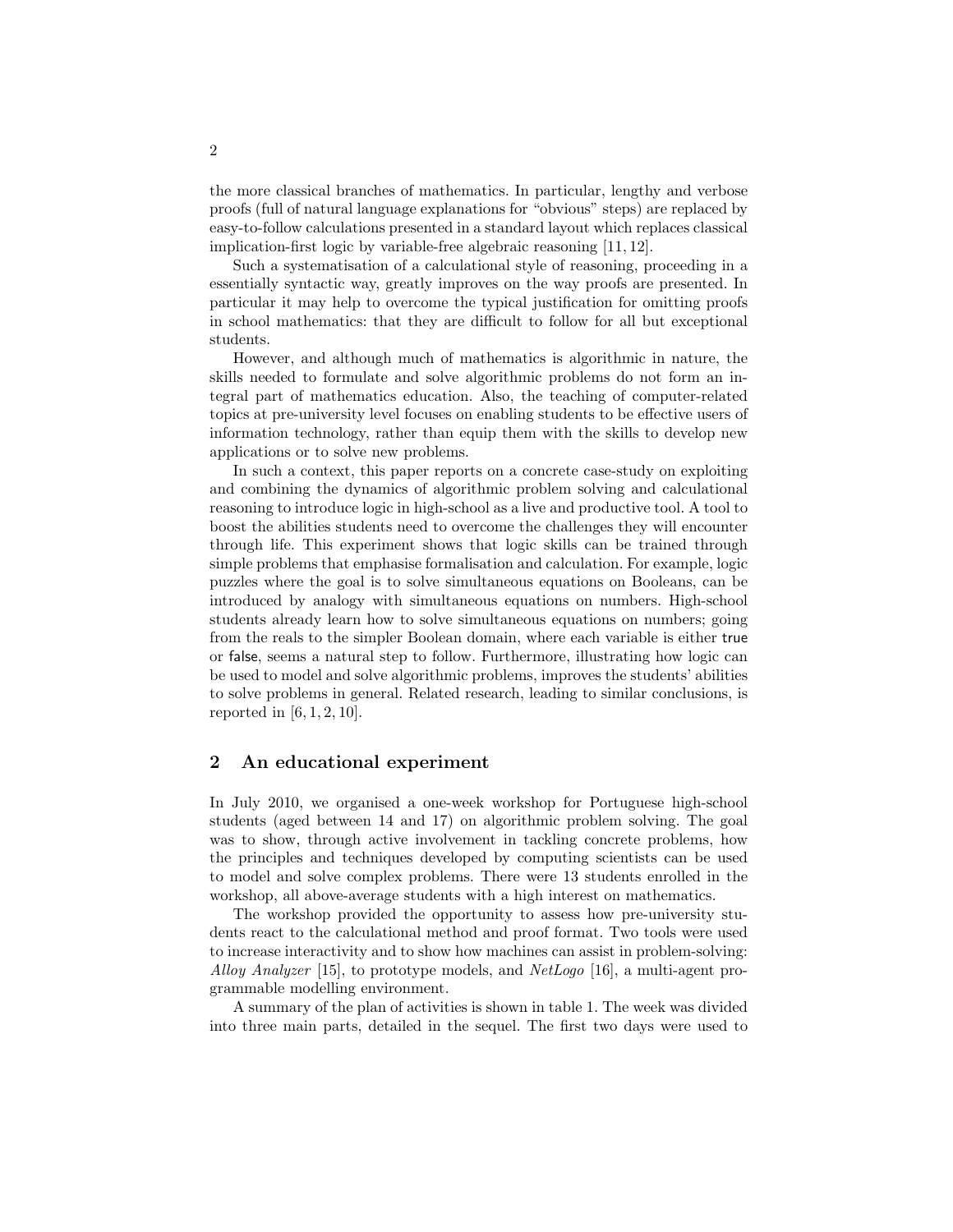the more classical branches of mathematics. In particular, lengthy and verbose proofs (full of natural language explanations for "obvious" steps) are replaced by easy-to-follow calculations presented in a standard layout which replaces classical implication-first logic by variable-free algebraic reasoning [11, 12].

Such a systematisation of a calculational style of reasoning, proceeding in a essentially syntactic way, greatly improves on the way proofs are presented. In particular it may help to overcome the typical justification for omitting proofs in school mathematics: that they are difficult to follow for all but exceptional students.

However, and although much of mathematics is algorithmic in nature, the skills needed to formulate and solve algorithmic problems do not form an integral part of mathematics education. Also, the teaching of computer-related topics at pre-university level focuses on enabling students to be effective users of information technology, rather than equip them with the skills to develop new applications or to solve new problems.

In such a context, this paper reports on a concrete case-study on exploiting and combining the dynamics of algorithmic problem solving and calculational reasoning to introduce logic in high-school as a live and productive tool. A tool to boost the abilities students need to overcome the challenges they will encounter through life. This experiment shows that logic skills can be trained through simple problems that emphasise formalisation and calculation. For example, logic puzzles where the goal is to solve simultaneous equations on Booleans, can be introduced by analogy with simultaneous equations on numbers. High-school students already learn how to solve simultaneous equations on numbers; going from the reals to the simpler Boolean domain, where each variable is either true or false, seems a natural step to follow. Furthermore, illustrating how logic can be used to model and solve algorithmic problems, improves the students' abilities to solve problems in general. Related research, leading to similar conclusions, is reported in [6, 1, 2, 10].

## 2 An educational experiment

In July 2010, we organised a one-week workshop for Portuguese high-school students (aged between 14 and 17) on algorithmic problem solving. The goal was to show, through active involvement in tackling concrete problems, how the principles and techniques developed by computing scientists can be used to model and solve complex problems. There were 13 students enrolled in the workshop, all above-average students with a high interest on mathematics.

The workshop provided the opportunity to assess how pre-university students react to the calculational method and proof format. Two tools were used to increase interactivity and to show how machines can assist in problem-solving: *Alloy Analyzer* [15], to prototype models, and *NetLogo* [16], a multi-agent programmable modelling environment.

A summary of the plan of activities is shown in table 1. The week was divided into three main parts, detailed in the sequel. The first two days were used to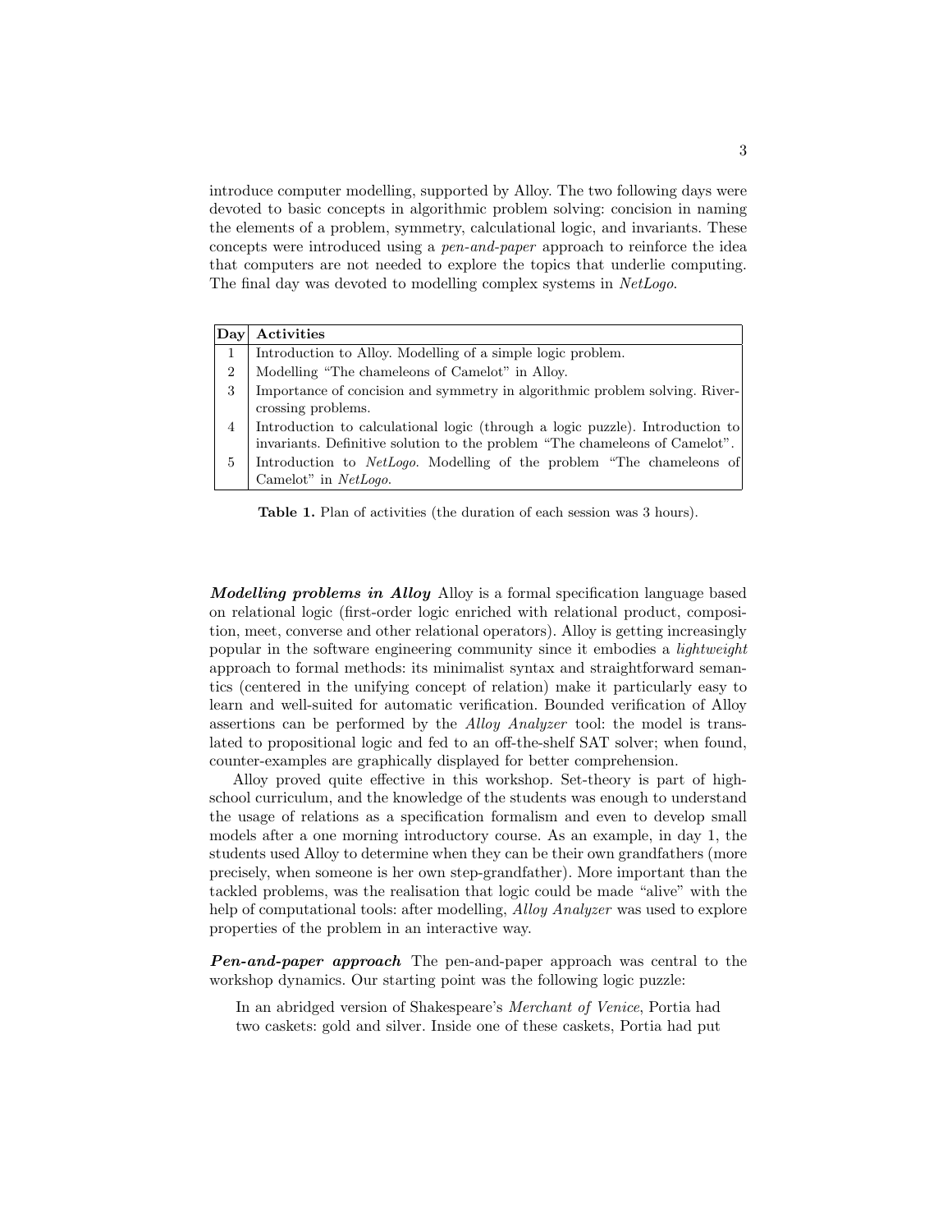introduce computer modelling, supported by Alloy. The two following days were devoted to basic concepts in algorithmic problem solving: concision in naming the elements of a problem, symmetry, calculational logic, and invariants. These concepts were introduced using a *pen-and-paper* approach to reinforce the idea that computers are not needed to explore the topics that underlie computing. The final day was devoted to modelling complex systems in *NetLogo*.

| Day | Activities |
|---|---|
| 1 | Introduction to Alloy. Modelling of a simple logic problem. |
| 2 | Modelling "The chameleons of Camelot" in Alloy. |
| 3 | Importance of concision and symmetry in algorithmic problem solving. River-crossing problems. |
| 4 | Introduction to calculational logic (through a logic puzzle). Introduction to invariants. Definitive solution to the problem "The chameleons of Camelot". |
| 5 | Introduction to *NetLogo*. Modelling of the problem "The chameleons of Camelot" in *NetLogo*. |

**Table 1.** Plan of activities (the duration of each session was 3 hours).

***Modelling problems in Alloy*** Alloy is a formal specification language based on relational logic (first-order logic enriched with relational product, composition, meet, converse and other relational operators). Alloy is getting increasingly popular in the software engineering community since it embodies a *lightweight* approach to formal methods: its minimalist syntax and straightforward semantics (centered in the unifying concept of relation) make it particularly easy to learn and well-suited for automatic verification. Bounded verification of Alloy assertions can be performed by the *Alloy Analyzer* tool: the model is translated to propositional logic and fed to an off-the-shelf SAT solver; when found, counter-examples are graphically displayed for better comprehension.

Alloy proved quite effective in this workshop. Set-theory is part of high-school curriculum, and the knowledge of the students was enough to understand the usage of relations as a specification formalism and even to develop small models after a one morning introductory course. As an example, in day 1, the students used Alloy to determine when they can be their own grandfathers (more precisely, when someone is her own step-grandfather). More important than the tackled problems, was the realisation that logic could be made "alive" with the help of computational tools: after modelling, *Alloy Analyzer* was used to explore properties of the problem in an interactive way.

***Pen-and-paper approach*** The pen-and-paper approach was central to the workshop dynamics. Our starting point was the following logic puzzle:

> In an abridged version of Shakespeare's *Merchant of Venice*, Portia had two caskets: gold and silver. Inside one of these caskets, Portia had put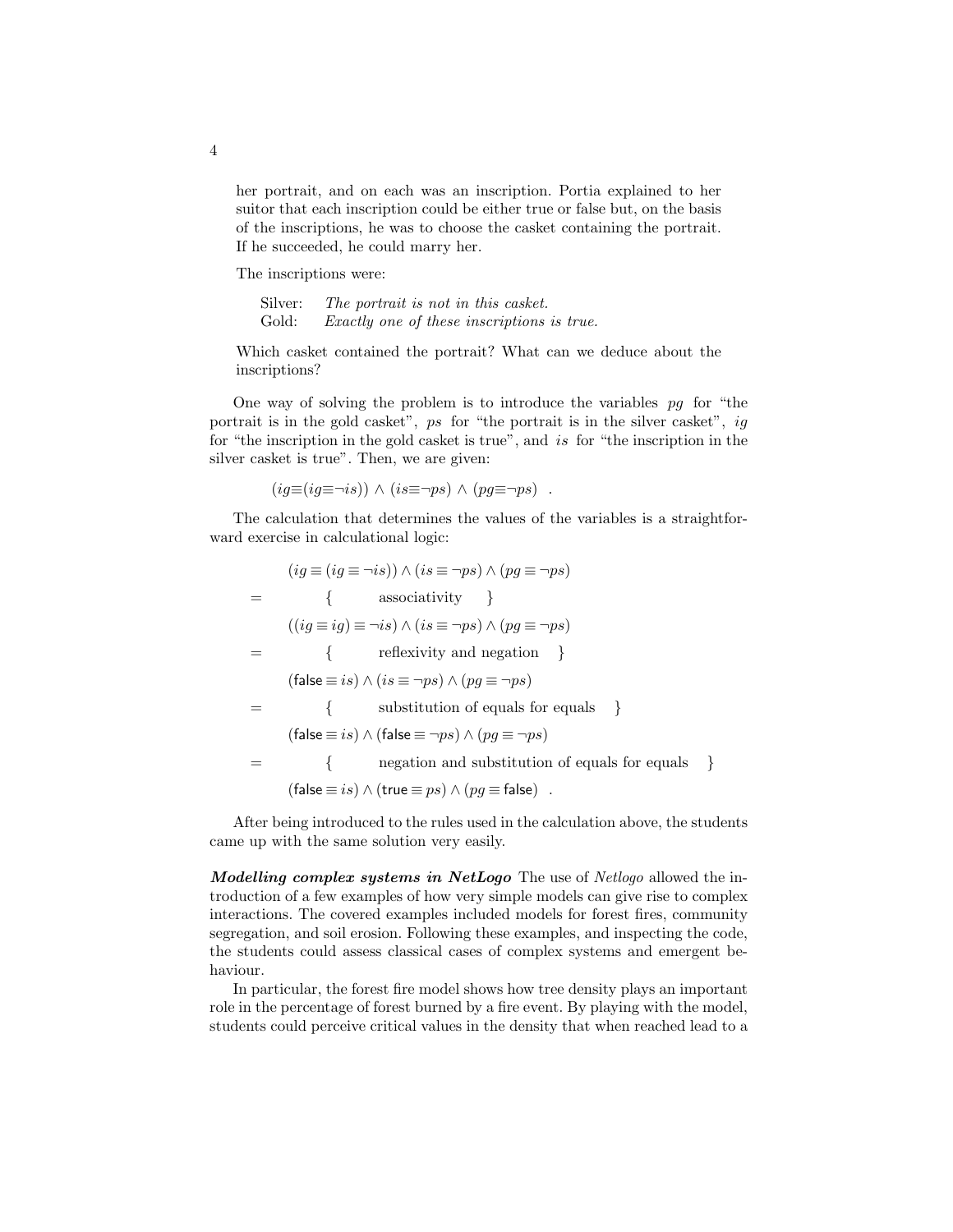her portrait, and on each was an inscription. Portia explained to her suitor that each inscription could be either true or false but, on the basis of the inscriptions, he was to choose the casket containing the portrait. If he succeeded, he could marry her.

The inscriptions were:

Silver: *The portrait is not in this casket.*
Gold: *Exactly one of these inscriptions is true.*

Which casket contained the portrait? What can we deduce about the inscriptions?

One way of solving the problem is to introduce the variables $pg$ for "the portrait is in the gold casket", $ps$ for "the portrait is in the silver casket", $ig$ for "the inscription in the gold casket is true", and $is$ for "the inscription in the silver casket is true". Then, we are given:

$$(ig \equiv (ig \equiv \neg is)) \wedge (is \equiv \neg ps) \wedge (pg \equiv \neg ps) \quad .$$

The calculation that determines the values of the variables is a straightforward exercise in calculational logic:

$$
\begin{aligned}
& (ig \equiv (ig \equiv \neg is)) \wedge (is \equiv \neg ps) \wedge (pg \equiv \neg ps) \\
= \quad & \{ \quad \text{associativity} \quad \} \\
& ((ig \equiv ig) \equiv \neg is) \wedge (is \equiv \neg ps) \wedge (pg \equiv \neg ps) \\
= \quad & \{ \quad \text{reflexivity and negation} \quad \} \\
& (\mathsf{false} \equiv is) \wedge (is \equiv \neg ps) \wedge (pg \equiv \neg ps) \\
= \quad & \{ \quad \text{substitution of equals for equals} \quad \} \\
& (\mathsf{false} \equiv is) \wedge (\mathsf{false} \equiv \neg ps) \wedge (pg \equiv \neg ps) \\
= \quad & \{ \quad \text{negation and substitution of equals for equals} \quad \} \\
& (\mathsf{false} \equiv is) \wedge (\mathsf{true} \equiv ps) \wedge (pg \equiv \mathsf{false}) \quad .
\end{aligned}
$$

After being introduced to the rules used in the calculation above, the students came up with the same solution very easily.

***Modelling complex systems in NetLogo*** The use of *Netlogo* allowed the introduction of a few examples of how very simple models can give rise to complex interactions. The covered examples included models for forest fires, community segregation, and soil erosion. Following these examples, and inspecting the code, the students could assess classical cases of complex systems and emergent behaviour.

In particular, the forest fire model shows how tree density plays an important role in the percentage of forest burned by a fire event. By playing with the model, students could perceive critical values in the density that when reached lead to a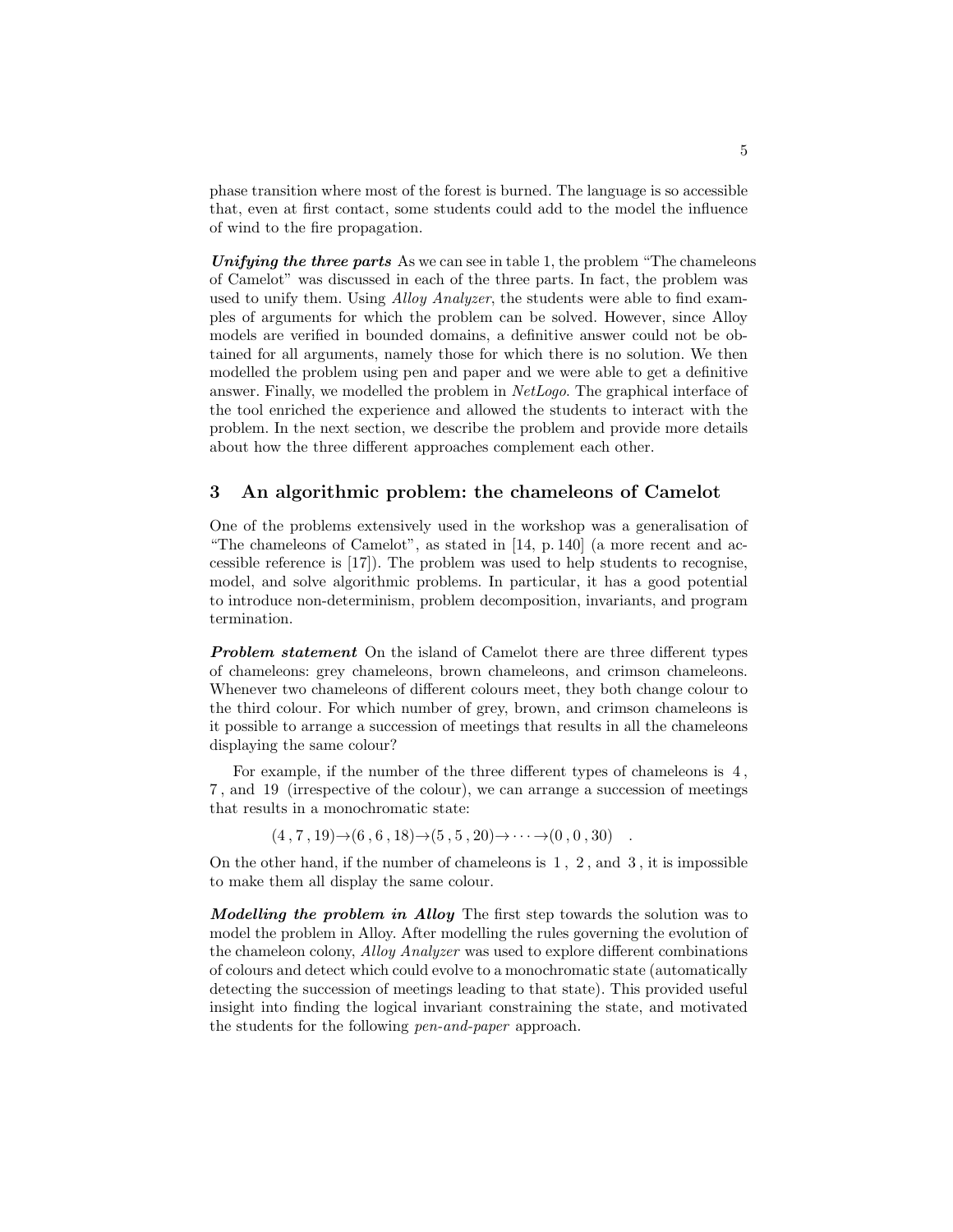phase transition where most of the forest is burned. The language is so accessible that, even at first contact, some students could add to the model the influence of wind to the fire propagation.

***Unifying the three parts*** As we can see in table 1, the problem "The chameleons of Camelot" was discussed in each of the three parts. In fact, the problem was used to unify them. Using *Alloy Analyzer*, the students were able to find examples of arguments for which the problem can be solved. However, since Alloy models are verified in bounded domains, a definitive answer could not be obtained for all arguments, namely those for which there is no solution. We then modelled the problem using pen and paper and we were able to get a definitive answer. Finally, we modelled the problem in *NetLogo*. The graphical interface of the tool enriched the experience and allowed the students to interact with the problem. In the next section, we describe the problem and provide more details about how the three different approaches complement each other.

## 3 An algorithmic problem: the chameleons of Camelot

One of the problems extensively used in the workshop was a generalisation of "The chameleons of Camelot", as stated in [14, p. 140] (a more recent and accessible reference is [17]). The problem was used to help students to recognise, model, and solve algorithmic problems. In particular, it has a good potential to introduce non-determinism, problem decomposition, invariants, and program termination.

***Problem statement*** On the island of Camelot there are three different types of chameleons: grey chameleons, brown chameleons, and crimson chameleons. Whenever two chameleons of different colours meet, they both change colour to the third colour. For which number of grey, brown, and crimson chameleons is it possible to arrange a succession of meetings that results in all the chameleons displaying the same colour?

For example, if the number of the three different types of chameleons is $4$, $7$, and $19$ (irrespective of the colour), we can arrange a succession of meetings that results in a monochromatic state:

$$(4\,,7\,,19)\rightarrow(6\,,6\,,18)\rightarrow(5\,,5\,,20)\rightarrow\cdots\rightarrow(0\,,0\,,30)\quad .$$

On the other hand, if the number of chameleons is $1$, $2$, and $3$, it is impossible to make them all display the same colour.

***Modelling the problem in Alloy*** The first step towards the solution was to model the problem in Alloy. After modelling the rules governing the evolution of the chameleon colony, *Alloy Analyzer* was used to explore different combinations of colours and detect which could evolve to a monochromatic state (automatically detecting the succession of meetings leading to that state). This provided useful insight into finding the logical invariant constraining the state, and motivated the students for the following *pen-and-paper* approach.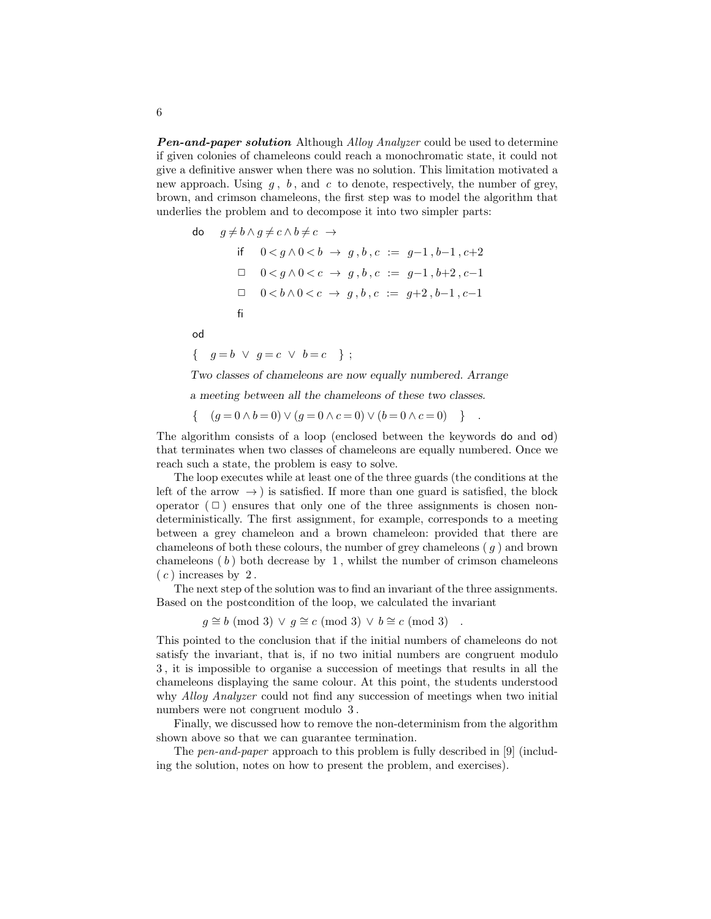***Pen-and-paper solution*** Although *Alloy Analyzer* could be used to determine if given colonies of chameleons could reach a monochromatic state, it could not give a definitive answer when there was no solution. This limitation motivated a new approach. Using $g$, $b$, and $c$ to denote, respectively, the number of grey, brown, and crimson chameleons, the first step was to model the algorithm that underlies the problem and to decompose it into two simpler parts:

```
do   g ≠ b ∧ g ≠ c ∧ b ≠ c  →
        if   0 < g ∧ 0 < b  →  g , b , c  :=  g−1 , b−1 , c+2
        □    0 < g ∧ 0 < c  →  g , b , c  :=  g−1 , b+2 , c−1
        □    0 < b ∧ 0 < c  →  g , b , c  :=  g+2 , b−1 , c−1
        fi
od
{   g = b  ∨  g = c  ∨  b = c   } ;
Two classes of chameleons are now equally numbered. Arrange
a meeting between all the chameleons of these two classes.
{   (g = 0 ∧ b = 0) ∨ (g = 0 ∧ c = 0) ∨ (b = 0 ∧ c = 0)   }   .
```

The algorithm consists of a loop (enclosed between the keywords do and od) that terminates when two classes of chameleons are equally numbered. Once we reach such a state, the problem is easy to solve.

The loop executes while at least one of the three guards (the conditions at the left of the arrow $\rightarrow$) is satisfied. If more than one guard is satisfied, the block operator ($\Box$) ensures that only one of the three assignments is chosen non-deterministically. The first assignment, for example, corresponds to a meeting between a grey chameleon and a brown chameleon: provided that there are chameleons of both these colours, the number of grey chameleons ($g$) and brown chameleons ($b$) both decrease by $1$, whilst the number of crimson chameleons ($c$) increases by $2$.

The next step of the solution was to find an invariant of the three assignments. Based on the postcondition of the loop, we calculated the invariant

$$g \cong b \pmod 3 \;\vee\; g \cong c \pmod 3 \;\vee\; b \cong c \pmod 3 \quad .$$

This pointed to the conclusion that if the initial numbers of chameleons do not satisfy the invariant, that is, if no two initial numbers are congruent modulo $3$, it is impossible to organise a succession of meetings that results in all the chameleons displaying the same colour. At this point, the students understood why *Alloy Analyzer* could not find any succession of meetings when two initial numbers were not congruent modulo $3$.

Finally, we discussed how to remove the non-determinism from the algorithm shown above so that we can guarantee termination.

The *pen-and-paper* approach to this problem is fully described in [9] (including the solution, notes on how to present the problem, and exercises).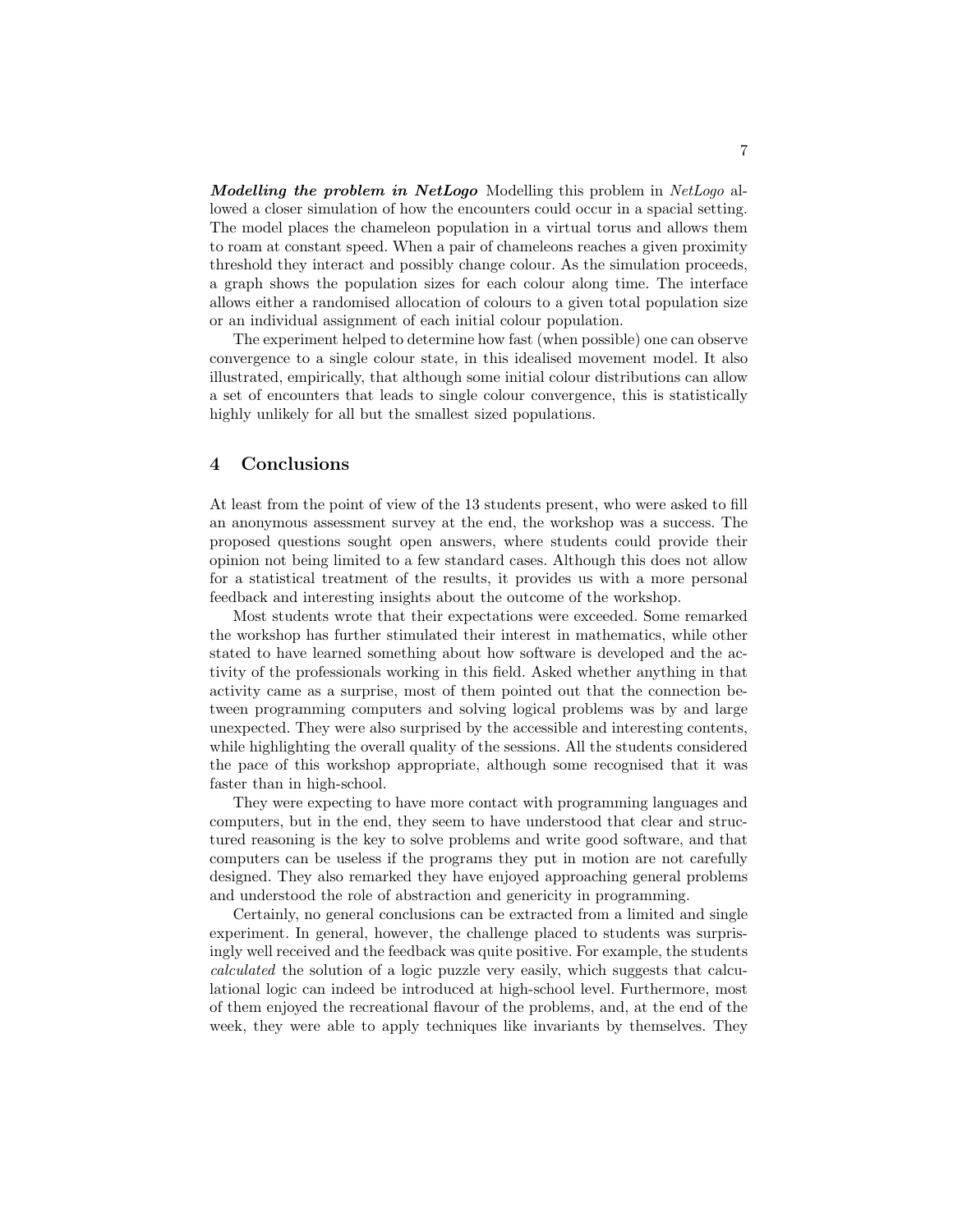***Modelling the problem in NetLogo*** Modelling this problem in *NetLogo* allowed a closer simulation of how the encounters could occur in a spacial setting. The model places the chameleon population in a virtual torus and allows them to roam at constant speed. When a pair of chameleons reaches a given proximity threshold they interact and possibly change colour. As the simulation proceeds, a graph shows the population sizes for each colour along time. The interface allows either a randomised allocation of colours to a given total population size or an individual assignment of each initial colour population.

The experiment helped to determine how fast (when possible) one can observe convergence to a single colour state, in this idealised movement model. It also illustrated, empirically, that although some initial colour distributions can allow a set of encounters that leads to single colour convergence, this is statistically highly unlikely for all but the smallest sized populations.

## 4 Conclusions

At least from the point of view of the 13 students present, who were asked to fill an anonymous assessment survey at the end, the workshop was a success. The proposed questions sought open answers, where students could provide their opinion not being limited to a few standard cases. Although this does not allow for a statistical treatment of the results, it provides us with a more personal feedback and interesting insights about the outcome of the workshop.

Most students wrote that their expectations were exceeded. Some remarked the workshop has further stimulated their interest in mathematics, while other stated to have learned something about how software is developed and the activity of the professionals working in this field. Asked whether anything in that activity came as a surprise, most of them pointed out that the connection between programming computers and solving logical problems was by and large unexpected. They were also surprised by the accessible and interesting contents, while highlighting the overall quality of the sessions. All the students considered the pace of this workshop appropriate, although some recognised that it was faster than in high-school.

They were expecting to have more contact with programming languages and computers, but in the end, they seem to have understood that clear and structured reasoning is the key to solve problems and write good software, and that computers can be useless if the programs they put in motion are not carefully designed. They also remarked they have enjoyed approaching general problems and understood the role of abstraction and genericity in programming.

Certainly, no general conclusions can be extracted from a limited and single experiment. In general, however, the challenge placed to students was surprisingly well received and the feedback was quite positive. For example, the students *calculated* the solution of a logic puzzle very easily, which suggests that calculational logic can indeed be introduced at high-school level. Furthermore, most of them enjoyed the recreational flavour of the problems, and, at the end of the week, they were able to apply techniques like invariants by themselves. They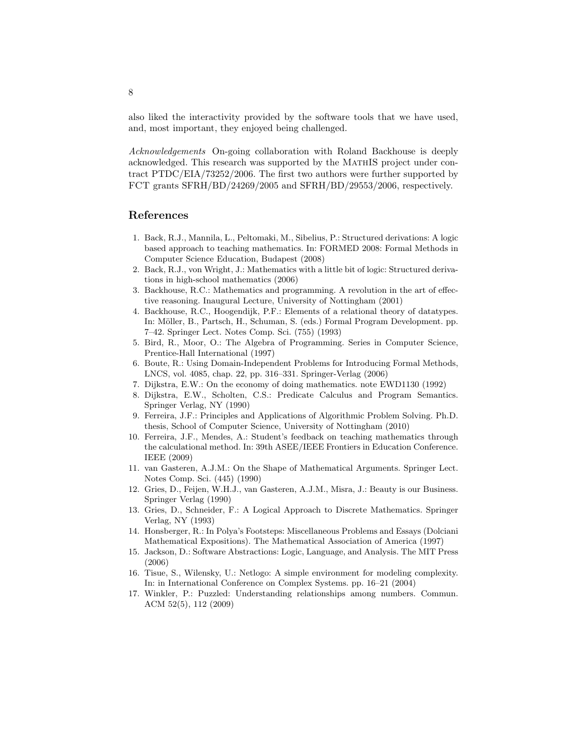also liked the interactivity provided by the software tools that we have used, and, most important, they enjoyed being challenged.

*Acknowledgements* On-going collaboration with Roland Backhouse is deeply acknowledged. This research was supported by the MathIS project under contract PTDC/EIA/73252/2006. The first two authors were further supported by FCT grants SFRH/BD/24269/2005 and SFRH/BD/29553/2006, respectively.

## References

1. Back, R.J., Mannila, L., Peltomaki, M., Sibelius, P.: Structured derivations: A logic based approach to teaching mathematics. In: FORMED 2008: Formal Methods in Computer Science Education, Budapest (2008)
2. Back, R.J., von Wright, J.: Mathematics with a little bit of logic: Structured derivations in high-school mathematics (2006)
3. Backhouse, R.C.: Mathematics and programming. A revolution in the art of effective reasoning. Inaugural Lecture, University of Nottingham (2001)
4. Backhouse, R.C., Hoogendijk, P.F.: Elements of a relational theory of datatypes. In: Möller, B., Partsch, H., Schuman, S. (eds.) Formal Program Development. pp. 7–42. Springer Lect. Notes Comp. Sci. (755) (1993)
5. Bird, R., Moor, O.: The Algebra of Programming. Series in Computer Science, Prentice-Hall International (1997)
6. Boute, R.: Using Domain-Independent Problems for Introducing Formal Methods, LNCS, vol. 4085, chap. 22, pp. 316–331. Springer-Verlag (2006)
7. Dijkstra, E.W.: On the economy of doing mathematics. note EWD1130 (1992)
8. Dijkstra, E.W., Scholten, C.S.: Predicate Calculus and Program Semantics. Springer Verlag, NY (1990)
9. Ferreira, J.F.: Principles and Applications of Algorithmic Problem Solving. Ph.D. thesis, School of Computer Science, University of Nottingham (2010)
10. Ferreira, J.F., Mendes, A.: Student's feedback on teaching mathematics through the calculational method. In: 39th ASEE/IEEE Frontiers in Education Conference. IEEE (2009)
11. van Gasteren, A.J.M.: On the Shape of Mathematical Arguments. Springer Lect. Notes Comp. Sci. (445) (1990)
12. Gries, D., Feijen, W.H.J., van Gasteren, A.J.M., Misra, J.: Beauty is our Business. Springer Verlag (1990)
13. Gries, D., Schneider, F.: A Logical Approach to Discrete Mathematics. Springer Verlag, NY (1993)
14. Honsberger, R.: In Polya's Footsteps: Miscellaneous Problems and Essays (Dolciani Mathematical Expositions). The Mathematical Association of America (1997)
15. Jackson, D.: Software Abstractions: Logic, Language, and Analysis. The MIT Press (2006)
16. Tisue, S., Wilensky, U.: Netlogo: A simple environment for modeling complexity. In: in International Conference on Complex Systems. pp. 16–21 (2004)
17. Winkler, P.: Puzzled: Understanding relationships among numbers. Commun. ACM 52(5), 112 (2009)